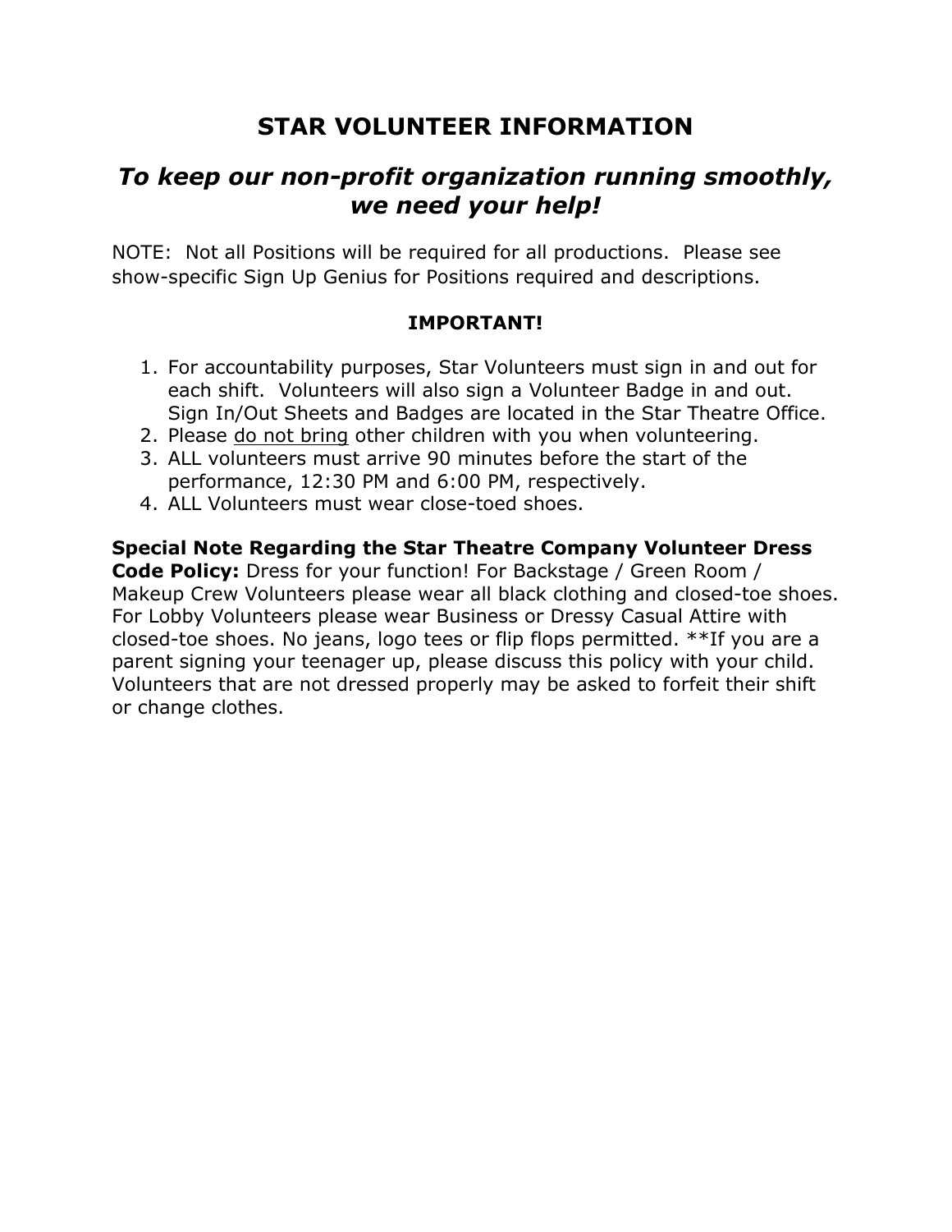# STAR VOLUNTEER INFORMATION

## *To keep our non-profit organization running smoothly, we need your help!*

NOTE: Not all Positions will be required for all productions. Please see show-specific Sign Up Genius for Positions required and descriptions.

**IMPORTANT!**

1. For accountability purposes, Star Volunteers must sign in and out for each shift. Volunteers will also sign a Volunteer Badge in and out. Sign In/Out Sheets and Badges are located in the Star Theatre Office.
2. Please <u>do not bring</u> other children with you when volunteering.
3. ALL volunteers must arrive 90 minutes before the start of the performance, 12:30 PM and 6:00 PM, respectively.
4. ALL Volunteers must wear close-toed shoes.

**Special Note Regarding the Star Theatre Company Volunteer Dress Code Policy:** Dress for your function! For Backstage / Green Room / Makeup Crew Volunteers please wear all black clothing and closed-toe shoes. For Lobby Volunteers please wear Business or Dressy Casual Attire with closed-toe shoes. No jeans, logo tees or flip flops permitted. **If you are a parent signing your teenager up, please discuss this policy with your child. Volunteers that are not dressed properly may be asked to forfeit their shift or change clothes.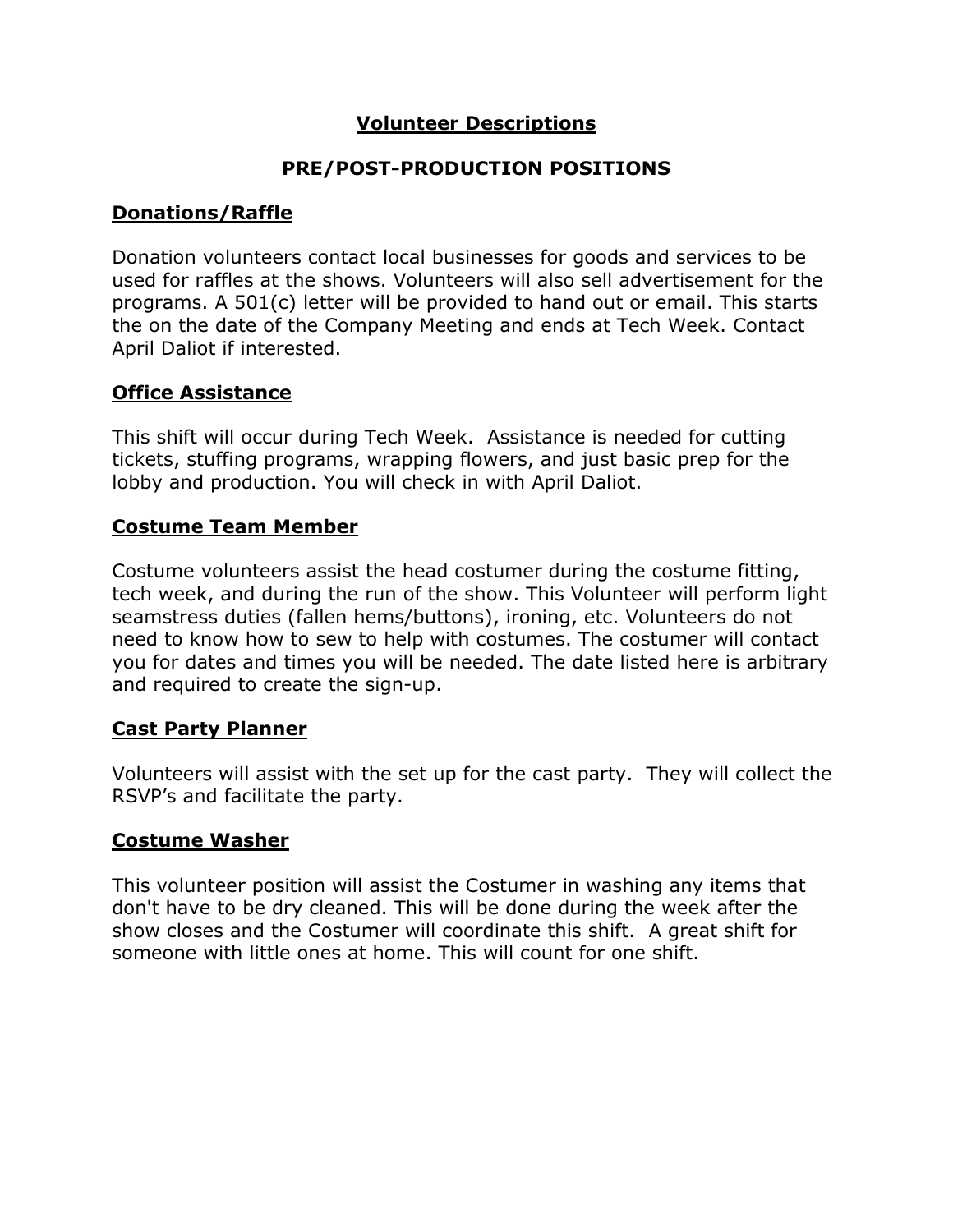# Volunteer Descriptions

## PRE/POST-PRODUCTION POSITIONS

### Donations/Raffle

Donation volunteers contact local businesses for goods and services to be used for raffles at the shows. Volunteers will also sell advertisement for the programs. A 501(c) letter will be provided to hand out or email. This starts the on the date of the Company Meeting and ends at Tech Week. Contact April Daliot if interested.

### Office Assistance

This shift will occur during Tech Week. Assistance is needed for cutting tickets, stuffing programs, wrapping flowers, and just basic prep for the lobby and production. You will check in with April Daliot.

### Costume Team Member

Costume volunteers assist the head costumer during the costume fitting, tech week, and during the run of the show. This Volunteer will perform light seamstress duties (fallen hems/buttons), ironing, etc. Volunteers do not need to know how to sew to help with costumes. The costumer will contact you for dates and times you will be needed. The date listed here is arbitrary and required to create the sign-up.

### Cast Party Planner

Volunteers will assist with the set up for the cast party. They will collect the RSVP's and facilitate the party.

### Costume Washer

This volunteer position will assist the Costumer in washing any items that don't have to be dry cleaned. This will be done during the week after the show closes and the Costumer will coordinate this shift. A great shift for someone with little ones at home. This will count for one shift.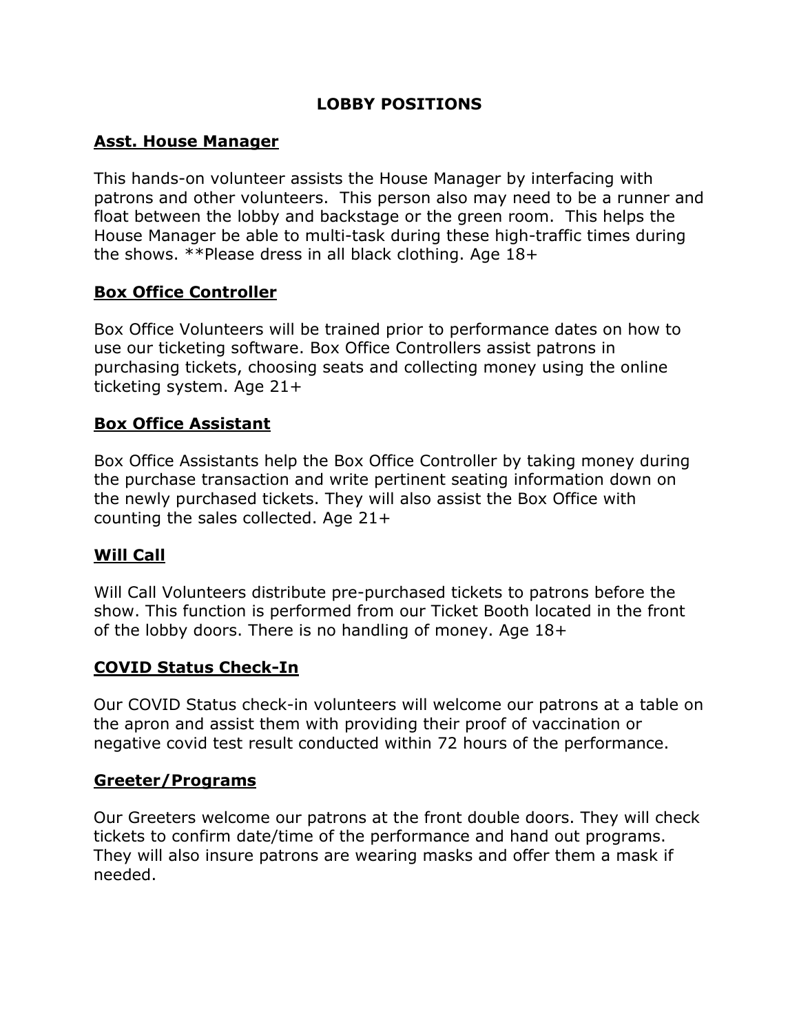# LOBBY POSITIONS

## Asst. House Manager

This hands-on volunteer assists the House Manager by interfacing with patrons and other volunteers. This person also may need to be a runner and float between the lobby and backstage or the green room. This helps the House Manager be able to multi-task during these high-traffic times during the shows. **Please dress in all black clothing. Age 18+

## Box Office Controller

Box Office Volunteers will be trained prior to performance dates on how to use our ticketing software. Box Office Controllers assist patrons in purchasing tickets, choosing seats and collecting money using the online ticketing system. Age 21+

## Box Office Assistant

Box Office Assistants help the Box Office Controller by taking money during the purchase transaction and write pertinent seating information down on the newly purchased tickets. They will also assist the Box Office with counting the sales collected. Age 21+

## Will Call

Will Call Volunteers distribute pre-purchased tickets to patrons before the show. This function is performed from our Ticket Booth located in the front of the lobby doors. There is no handling of money. Age 18+

## COVID Status Check-In

Our COVID Status check-in volunteers will welcome our patrons at a table on the apron and assist them with providing their proof of vaccination or negative covid test result conducted within 72 hours of the performance.

## Greeter/Programs

Our Greeters welcome our patrons at the front double doors. They will check tickets to confirm date/time of the performance and hand out programs. They will also insure patrons are wearing masks and offer them a mask if needed.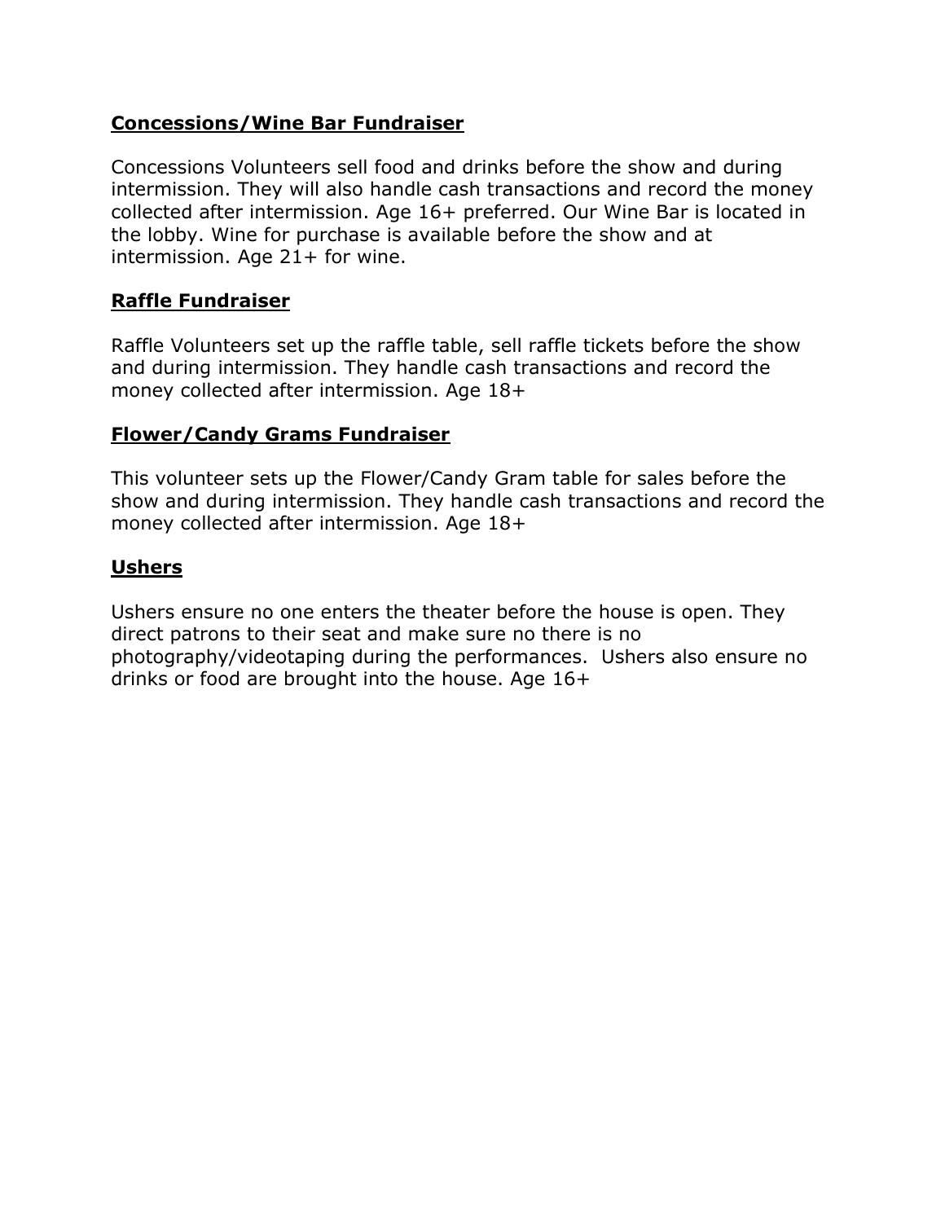**Concessions/Wine Bar Fundraiser**

Concessions Volunteers sell food and drinks before the show and during intermission. They will also handle cash transactions and record the money collected after intermission. Age 16+ preferred. Our Wine Bar is located in the lobby. Wine for purchase is available before the show and at intermission. Age 21+ for wine.

**Raffle Fundraiser**

Raffle Volunteers set up the raffle table, sell raffle tickets before the show and during intermission. They handle cash transactions and record the money collected after intermission. Age 18+

**Flower/Candy Grams Fundraiser**

This volunteer sets up the Flower/Candy Gram table for sales before the show and during intermission. They handle cash transactions and record the money collected after intermission. Age 18+

**Ushers**

Ushers ensure no one enters the theater before the house is open. They direct patrons to their seat and make sure no there is no photography/videotaping during the performances. Ushers also ensure no drinks or food are brought into the house. Age 16+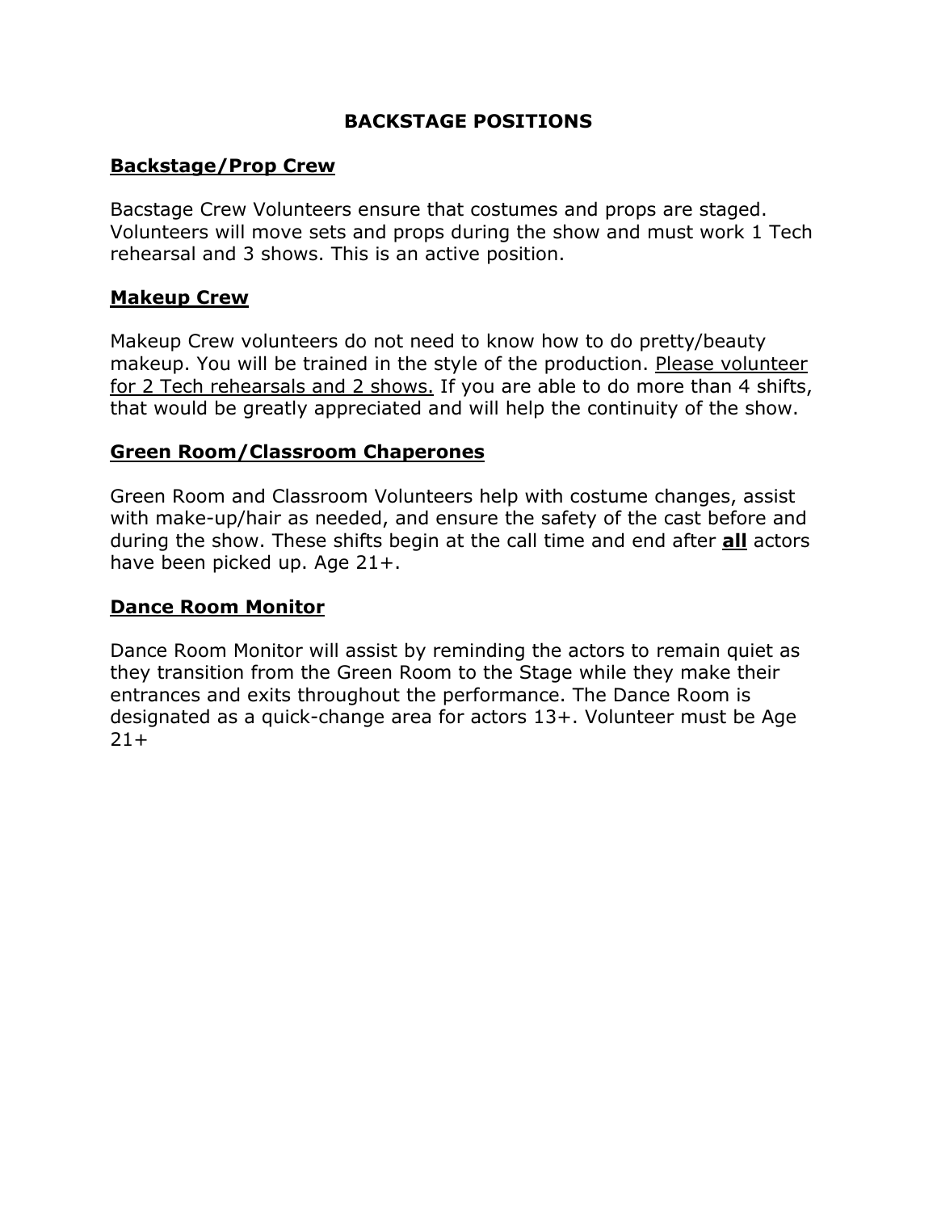# BACKSTAGE POSITIONS

## <u>Backstage/Prop Crew</u>

Bacstage Crew Volunteers ensure that costumes and props are staged. Volunteers will move sets and props during the show and must work 1 Tech rehearsal and 3 shows. This is an active position.

## <u>Makeup Crew</u>

Makeup Crew volunteers do not need to know how to do pretty/beauty makeup. You will be trained in the style of the production. <u>Please volunteer for 2 Tech rehearsals and 2 shows.</u> If you are able to do more than 4 shifts, that would be greatly appreciated and will help the continuity of the show.

## <u>Green Room/Classroom Chaperones</u>

Green Room and Classroom Volunteers help with costume changes, assist with make-up/hair as needed, and ensure the safety of the cast before and during the show. These shifts begin at the call time and end after <u>**all**</u> actors have been picked up. Age 21+.

## <u>Dance Room Monitor</u>

Dance Room Monitor will assist by reminding the actors to remain quiet as they transition from the Green Room to the Stage while they make their entrances and exits throughout the performance. The Dance Room is designated as a quick-change area for actors 13+. Volunteer must be Age 21+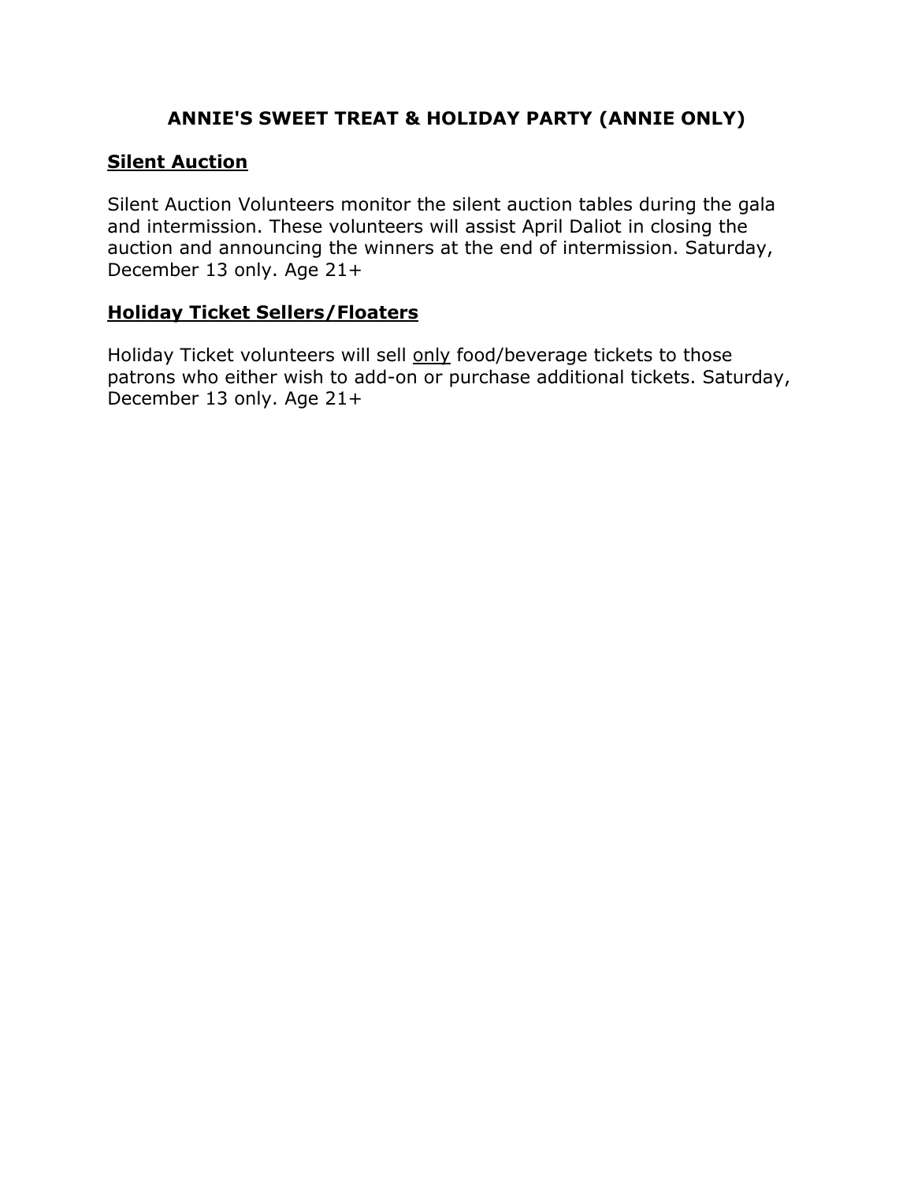## ANNIE'S SWEET TREAT & HOLIDAY PARTY (ANNIE ONLY)

### Silent Auction

Silent Auction Volunteers monitor the silent auction tables during the gala and intermission. These volunteers will assist April Daliot in closing the auction and announcing the winners at the end of intermission. Saturday, December 13 only. Age 21+

### Holiday Ticket Sellers/Floaters

Holiday Ticket volunteers will sell <u>only</u> food/beverage tickets to those patrons who either wish to add-on or purchase additional tickets. Saturday, December 13 only. Age 21+